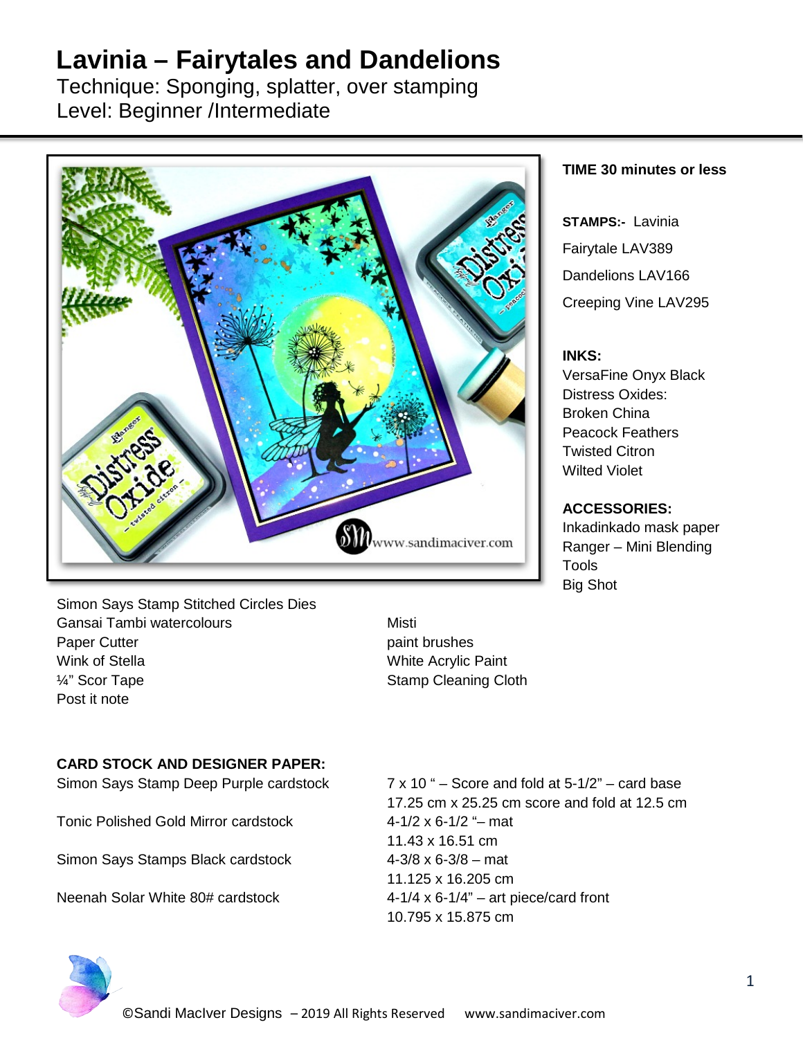# Lavinia – Fairytales and Dandelions

Technique: Sponging, splatter, over stamping

Level: Beginner /Intermediate

**TIME 30 minutes or less**

**STAMPS:-** Lavinia

Fairytale LAV389

Dandelions LAV166

Creeping Vine LAV295

**INKS:**

VersaFine Onyx Black

Distress Oxides:

Broken China

Peacock Feathers

Twisted Citron

Wilted Violet

**ACCESSORIES:**

Inkadinkado mask paper

Ranger – Mini Blending Tools

Big Shot

Simon Says Stamp Stitched Circles Dies

Gansai Tambi watercolours

Paper Cutter

Wink of Stella

¼" Scor Tape

Post it note

Misti

paint brushes

White Acrylic Paint

Stamp Cleaning Cloth

**CARD STOCK AND DESIGNER PAPER:**

| | |
|---|---|
| Simon Says Stamp Deep Purple cardstock | 7 x 10 " – Score and fold at 5-1/2" – card base<br>17.25 cm x 25.25 cm score and fold at 12.5 cm |
| Tonic Polished Gold Mirror cardstock | 4-1/2 x 6-1/2 "– mat<br>11.43 x 16.51 cm |
| Simon Says Stamps Black cardstock | 4-3/8 x 6-3/8 – mat<br>11.125 x 16.205 cm |
| Neenah Solar White 80# cardstock | 4-1/4 x 6-1/4" – art piece/card front<br>10.795 x 15.875 cm |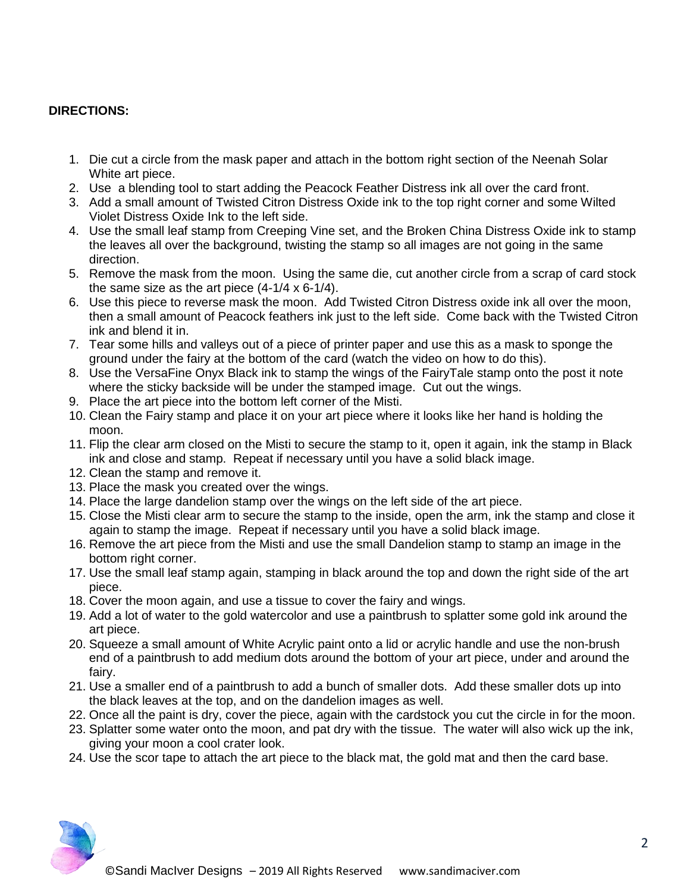**DIRECTIONS:**

1. Die cut a circle from the mask paper and attach in the bottom right section of the Neenah Solar White art piece.
2. Use a blending tool to start adding the Peacock Feather Distress ink all over the card front.
3. Add a small amount of Twisted Citron Distress Oxide ink to the top right corner and some Wilted Violet Distress Oxide Ink to the left side.
4. Use the small leaf stamp from Creeping Vine set, and the Broken China Distress Oxide ink to stamp the leaves all over the background, twisting the stamp so all images are not going in the same direction.
5. Remove the mask from the moon. Using the same die, cut another circle from a scrap of card stock the same size as the art piece (4-1/4 x 6-1/4).
6. Use this piece to reverse mask the moon. Add Twisted Citron Distress oxide ink all over the moon, then a small amount of Peacock feathers ink just to the left side. Come back with the Twisted Citron ink and blend it in.
7. Tear some hills and valleys out of a piece of printer paper and use this as a mask to sponge the ground under the fairy at the bottom of the card (watch the video on how to do this).
8. Use the VersaFine Onyx Black ink to stamp the wings of the FairyTale stamp onto the post it note where the sticky backside will be under the stamped image. Cut out the wings.
9. Place the art piece into the bottom left corner of the Misti.
10. Clean the Fairy stamp and place it on your art piece where it looks like her hand is holding the moon.
11. Flip the clear arm closed on the Misti to secure the stamp to it, open it again, ink the stamp in Black ink and close and stamp. Repeat if necessary until you have a solid black image.
12. Clean the stamp and remove it.
13. Place the mask you created over the wings.
14. Place the large dandelion stamp over the wings on the left side of the art piece.
15. Close the Misti clear arm to secure the stamp to the inside, open the arm, ink the stamp and close it again to stamp the image. Repeat if necessary until you have a solid black image.
16. Remove the art piece from the Misti and use the small Dandelion stamp to stamp an image in the bottom right corner.
17. Use the small leaf stamp again, stamping in black around the top and down the right side of the art piece.
18. Cover the moon again, and use a tissue to cover the fairy and wings.
19. Add a lot of water to the gold watercolor and use a paintbrush to splatter some gold ink around the art piece.
20. Squeeze a small amount of White Acrylic paint onto a lid or acrylic handle and use the non-brush end of a paintbrush to add medium dots around the bottom of your art piece, under and around the fairy.
21. Use a smaller end of a paintbrush to add a bunch of smaller dots. Add these smaller dots up into the black leaves at the top, and on the dandelion images as well.
22. Once all the paint is dry, cover the piece, again with the cardstock you cut the circle in for the moon.
23. Splatter some water onto the moon, and pat dry with the tissue. The water will also wick up the ink, giving your moon a cool crater look.
24. Use the scor tape to attach the art piece to the black mat, the gold mat and then the card base.

©Sandi MacIver Designs – 2019 All Rights Reserved www.sandimaciver.com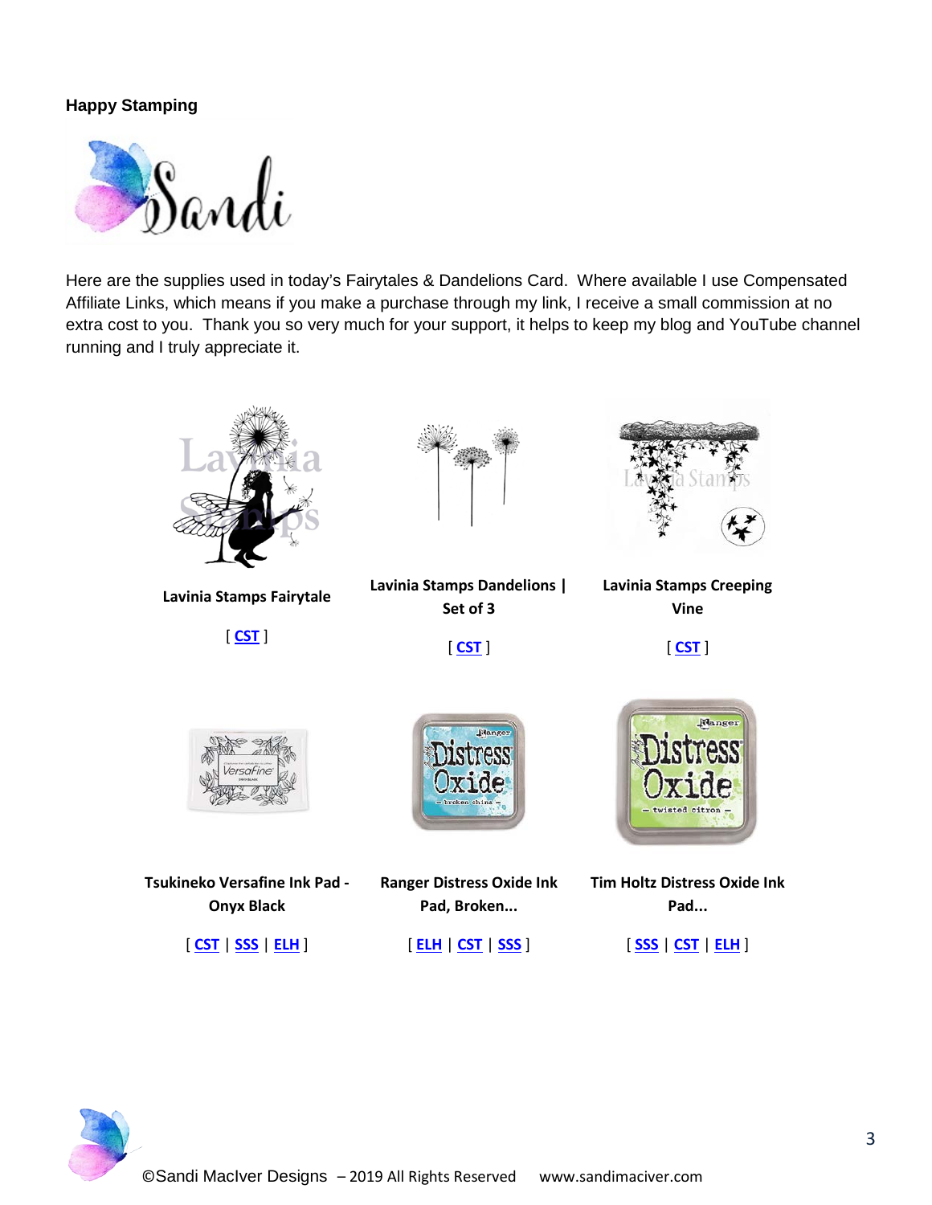**Happy Stamping**

Sandi

Here are the supplies used in today's Fairytales & Dandelions Card. Where available I use Compensated Affiliate Links, which means if you make a purchase through my link, I receive a small commission at no extra cost to you. Thank you so very much for your support, it helps to keep my blog and YouTube channel running and I truly appreciate it.

**Lavinia Stamps Fairytale**

[ CST ]

**Lavinia Stamps Dandelions | Set of 3**

[ CST ]

**Lavinia Stamps Creeping Vine**

[ CST ]

**Tsukineko Versafine Ink Pad - Onyx Black**

[ CST | SSS | ELH ]

**Ranger Distress Oxide Ink Pad, Broken...**

[ ELH | CST | SSS ]

**Tim Holtz Distress Oxide Ink Pad...**

[ SSS | CST | ELH ]

©Sandi MacIver Designs – 2019 All Rights Reserved www.sandimaciver.com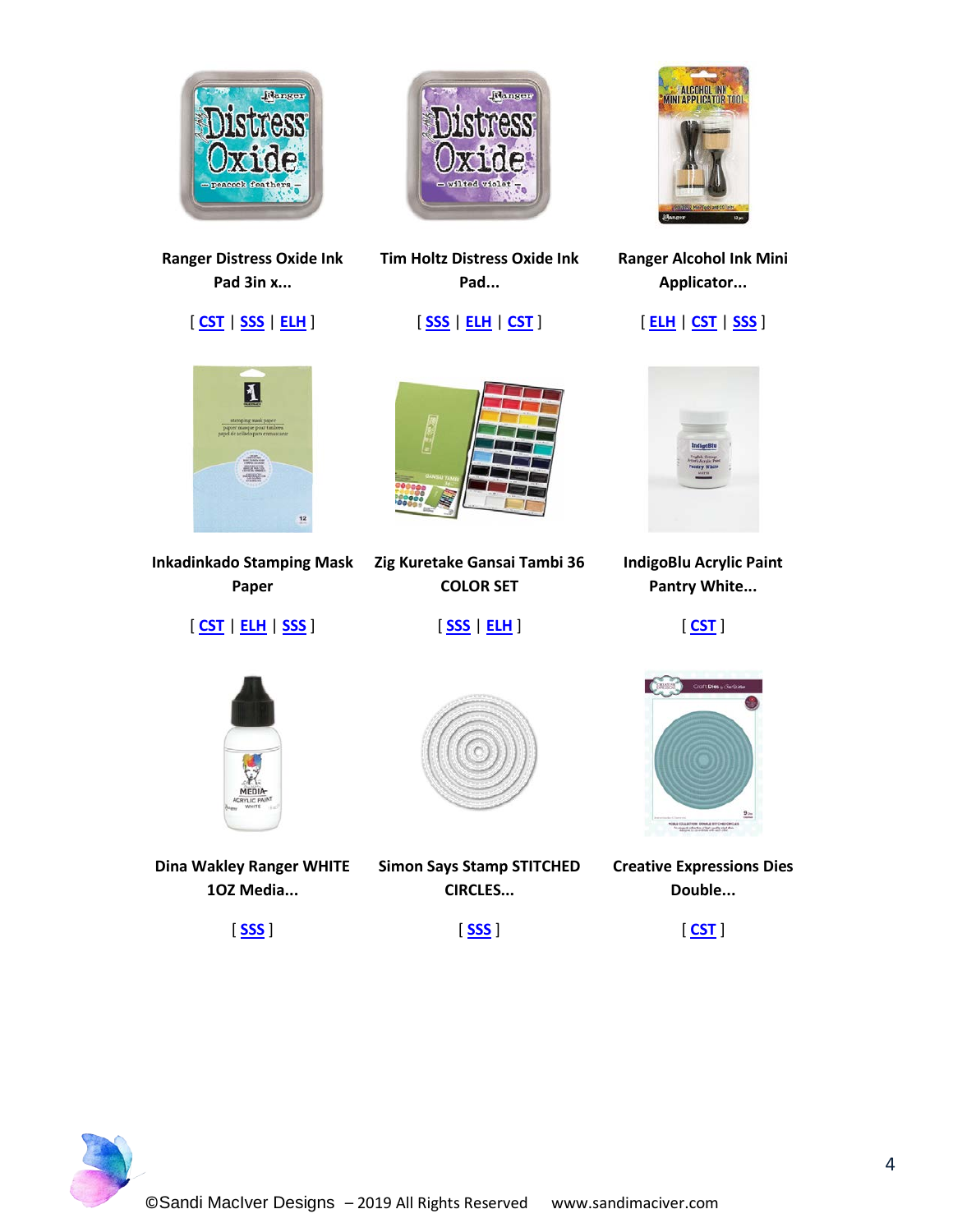**Ranger Distress Oxide Ink Pad 3in x...**

[ CST | SSS | ELH ]

**Tim Holtz Distress Oxide Ink Pad...**

[ SSS | ELH | CST ]

**Ranger Alcohol Ink Mini Applicator...**

[ ELH | CST | SSS ]

**Inkadinkado Stamping Mask Paper**

[ CST | ELH | SSS ]

**Zig Kuretake Gansai Tambi 36 COLOR SET**

[ SSS | ELH ]

**IndigoBlu Acrylic Paint Pantry White...**

[ CST ]

**Dina Wakley Ranger WHITE 1OZ Media...**

[ SSS ]

**Simon Says Stamp STITCHED CIRCLES...**

[ SSS ]

**Creative Expressions Dies Double...**

[ CST ]

©Sandi MacIver Designs – 2019 All Rights Reserved www.sandimaciver.com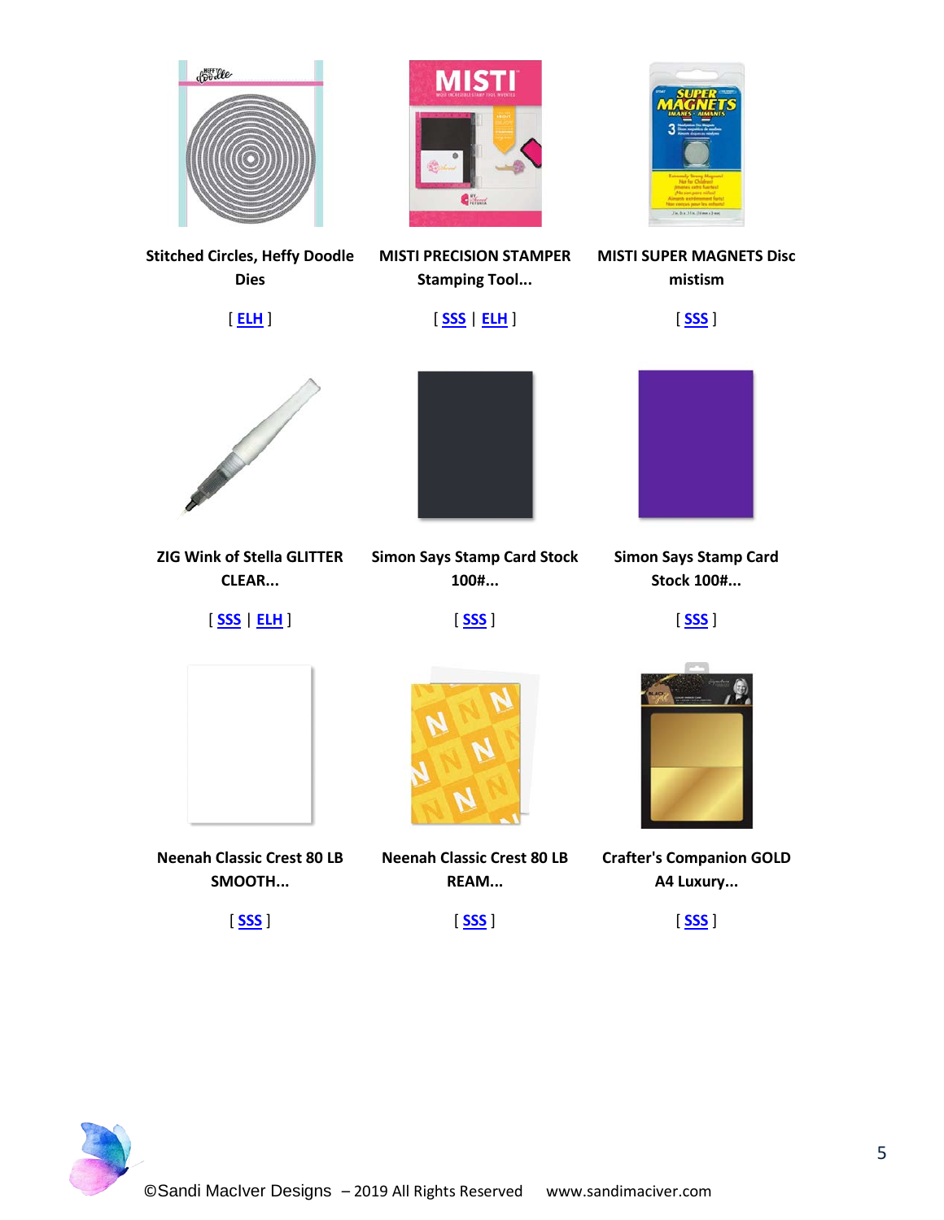**Stitched Circles, Heffy Doodle Dies**

[ ELH ]

**MISTI PRECISION STAMPER Stamping Tool...**

[ SSS | ELH ]

**MISTI SUPER MAGNETS Disc mistism**

[ SSS ]

**ZIG Wink of Stella GLITTER CLEAR...**

[ SSS | ELH ]

**Simon Says Stamp Card Stock 100#...**

[ SSS ]

**Simon Says Stamp Card Stock 100#...**

[ SSS ]

**Neenah Classic Crest 80 LB SMOOTH...**

[ SSS ]

**Neenah Classic Crest 80 LB REAM...**

[ SSS ]

**Crafter's Companion GOLD A4 Luxury...**

[ SSS ]

©Sandi MacIver Designs – 2019 All Rights Reserved www.sandimaciver.com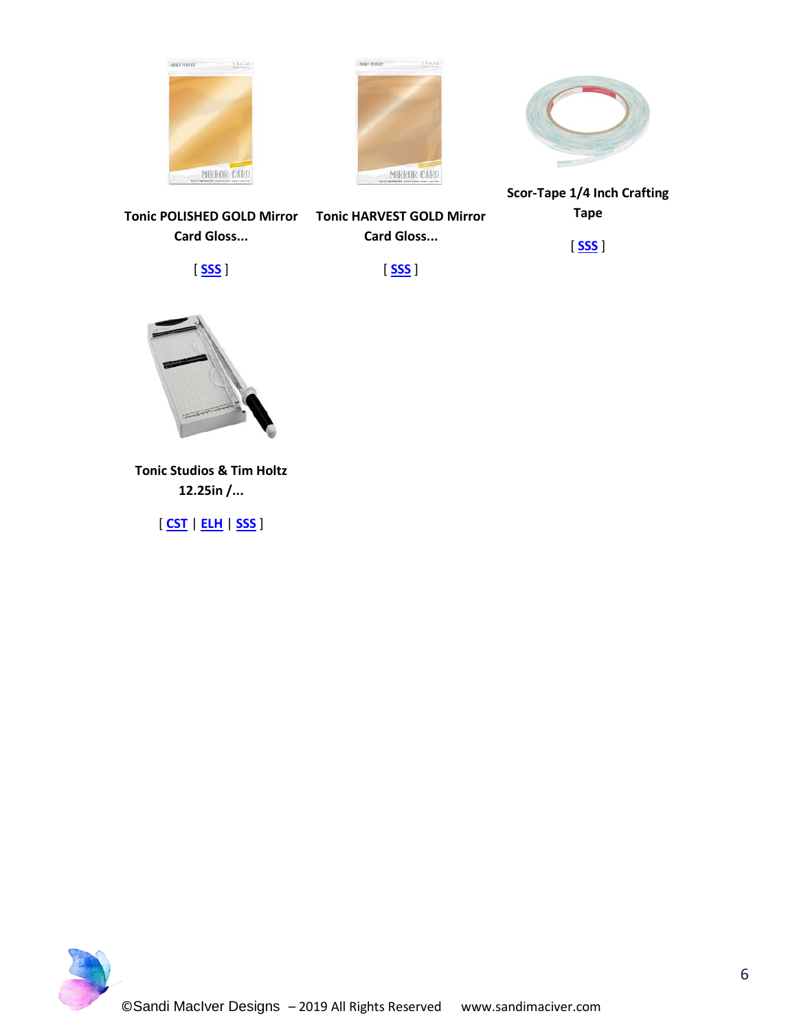**Tonic POLISHED GOLD Mirror Card Gloss...**

[ SSS ]

**Tonic HARVEST GOLD Mirror Card Gloss...**

[ SSS ]

**Scor-Tape 1/4 Inch Crafting Tape**

[ SSS ]

**Tonic Studios & Tim Holtz 12.25in /...**

[ CST | ELH | SSS ]

©Sandi MacIver Designs – 2019 All Rights Reserved www.sandimaciver.com